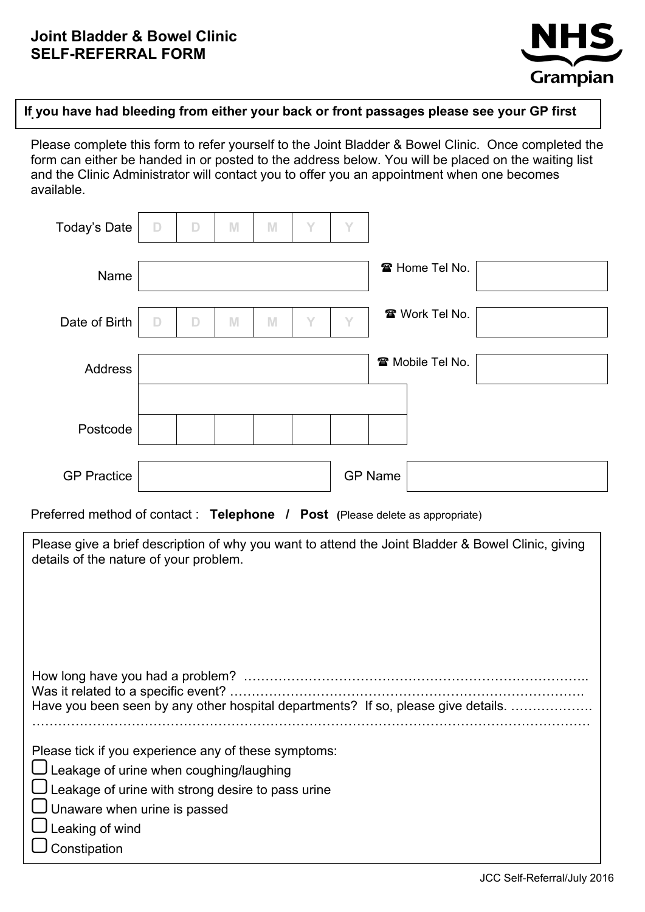# Joint Bladder & Bowel Clinic
# SELF-REFERRAL FORM

NHS Grampian

**If you have had bleeding from either your back or front passages please see your GP first**

Please complete this form to refer yourself to the Joint Bladder & Bowel Clinic. Once completed the form can either be handed in or posted to the address below. You will be placed on the waiting list and the Clinic Administrator will contact you to offer you an appointment when one becomes available.

| | | | |
|---|---|---|---|
| Today's Date | D D M M Y Y | | |
| Name | | ☎ Home Tel No. | |
| Date of Birth | D D M M Y Y | ☎ Work Tel No. | |
| Address | | ☎ Mobile Tel No. | |
| | | | |
| Postcode | | | |
| GP Practice | | GP Name | |

Preferred method of contact : **Telephone / Post** (Please delete as appropriate)

Please give a brief description of why you want to attend the Joint Bladder & Bowel Clinic, giving details of the nature of your problem.

How long have you had a problem? ……………………………………………………………………..

Was it related to a specific event? ……………………………………………………………………..

Have you been seen by any other hospital departments? If so, please give details. ……………….

……………………………………………………………………………………………………………

Please tick if you experience any of these symptoms:

- ☐ Leakage of urine when coughing/laughing
- ☐ Leakage of urine with strong desire to pass urine
- ☐ Unaware when urine is passed
- ☐ Leaking of wind
- ☐ Constipation

JCC Self-Referral/July 2016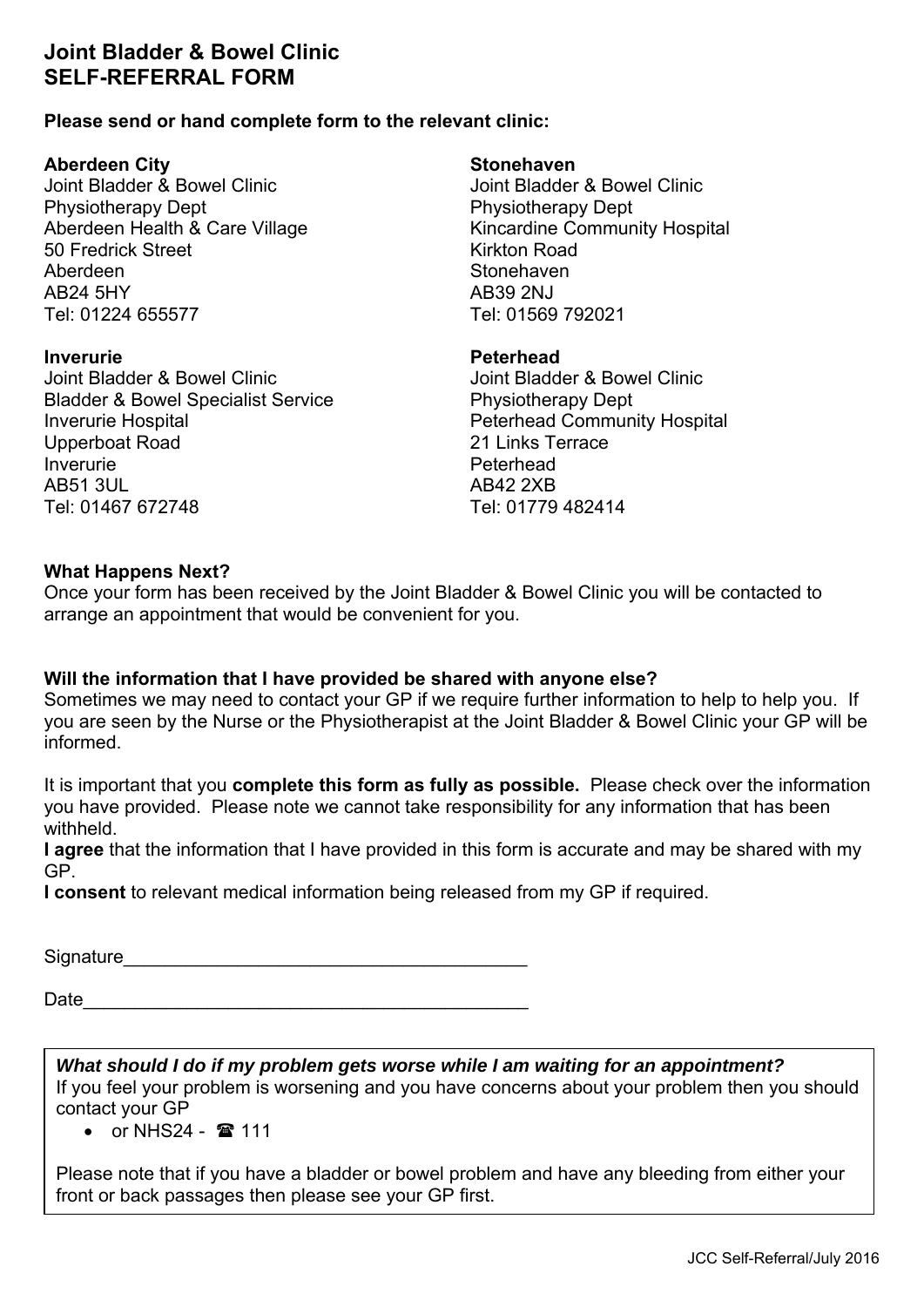# Joint Bladder & Bowel Clinic
# SELF-REFERRAL FORM

**Please send or hand complete form to the relevant clinic:**

**Aberdeen City**
Joint Bladder & Bowel Clinic
Physiotherapy Dept
Aberdeen Health & Care Village
50 Fredrick Street
Aberdeen
AB24 5HY
Tel: 01224 655577

**Stonehaven**
Joint Bladder & Bowel Clinic
Physiotherapy Dept
Kincardine Community Hospital
Kirkton Road
Stonehaven
AB39 2NJ
Tel: 01569 792021

**Inverurie**
Joint Bladder & Bowel Clinic
Bladder & Bowel Specialist Service
Inverurie Hospital
Upperboat Road
Inverurie
AB51 3UL
Tel: 01467 672748

**Peterhead**
Joint Bladder & Bowel Clinic
Physiotherapy Dept
Peterhead Community Hospital
21 Links Terrace
Peterhead
AB42 2XB
Tel: 01779 482414

**What Happens Next?**
Once your form has been received by the Joint Bladder & Bowel Clinic you will be contacted to arrange an appointment that would be convenient for you.

**Will the information that I have provided be shared with anyone else?**
Sometimes we may need to contact your GP if we require further information to help to help you. If you are seen by the Nurse or the Physiotherapist at the Joint Bladder & Bowel Clinic your GP will be informed.

It is important that you **complete this form as fully as possible.** Please check over the information you have provided. Please note we cannot take responsibility for any information that has been withheld.

**I agree** that the information that I have provided in this form is accurate and may be shared with my GP.

**I consent** to relevant medical information being released from my GP if required.

Signature________________________________________

Date____________________________________________

***What should I do if my problem gets worse while I am waiting for an appointment?***
If you feel your problem is worsening and you have concerns about your problem then you should contact your GP

- or NHS24 - ☎ 111

Please note that if you have a bladder or bowel problem and have any bleeding from either your front or back passages then please see your GP first.

JCC Self-Referral/July 2016